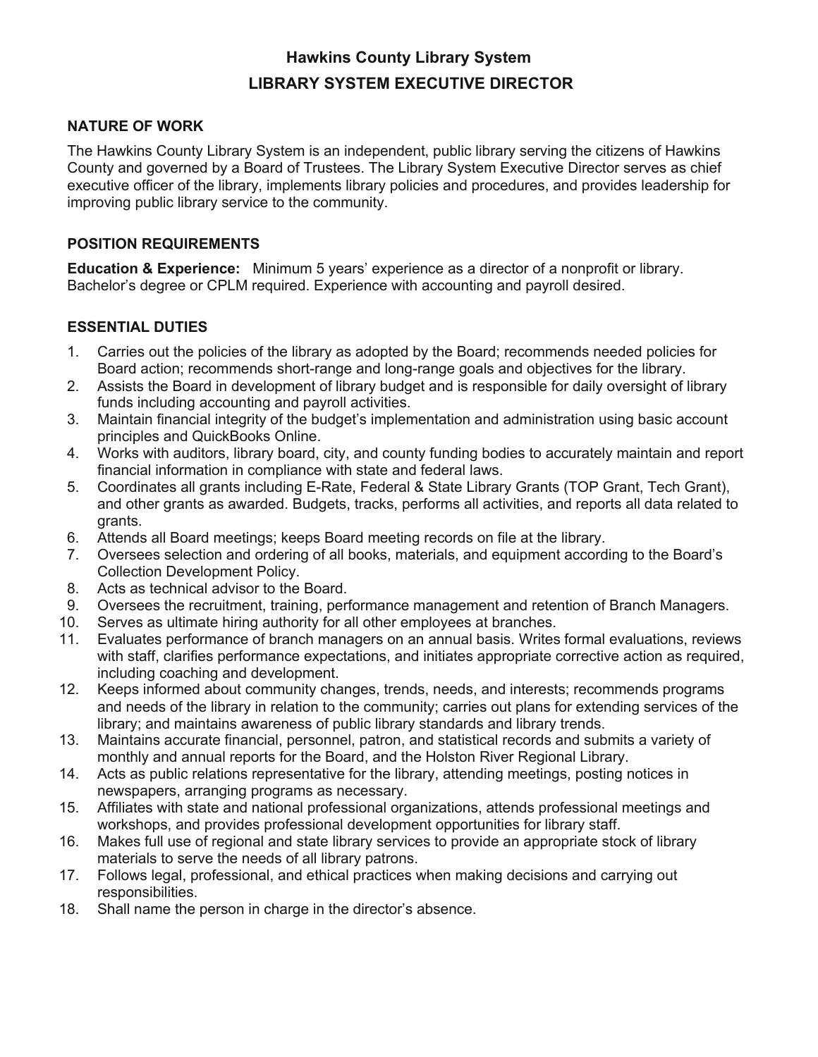# Hawkins County Library System

## LIBRARY SYSTEM EXECUTIVE DIRECTOR

### NATURE OF WORK

The Hawkins County Library System is an independent, public library serving the citizens of Hawkins County and governed by a Board of Trustees. The Library System Executive Director serves as chief executive officer of the library, implements library policies and procedures, and provides leadership for improving public library service to the community.

### POSITION REQUIREMENTS

**Education & Experience:** Minimum 5 years' experience as a director of a nonprofit or library. Bachelor's degree or CPLM required. Experience with accounting and payroll desired.

### ESSENTIAL DUTIES

1. Carries out the policies of the library as adopted by the Board; recommends needed policies for Board action; recommends short-range and long-range goals and objectives for the library.
2. Assists the Board in development of library budget and is responsible for daily oversight of library funds including accounting and payroll activities.
3. Maintain financial integrity of the budget's implementation and administration using basic account principles and QuickBooks Online.
4. Works with auditors, library board, city, and county funding bodies to accurately maintain and report financial information in compliance with state and federal laws.
5. Coordinates all grants including E-Rate, Federal & State Library Grants (TOP Grant, Tech Grant), and other grants as awarded. Budgets, tracks, performs all activities, and reports all data related to grants.
6. Attends all Board meetings; keeps Board meeting records on file at the library.
7. Oversees selection and ordering of all books, materials, and equipment according to the Board's Collection Development Policy.
8. Acts as technical advisor to the Board.
9. Oversees the recruitment, training, performance management and retention of Branch Managers.
10. Serves as ultimate hiring authority for all other employees at branches.
11. Evaluates performance of branch managers on an annual basis. Writes formal evaluations, reviews with staff, clarifies performance expectations, and initiates appropriate corrective action as required, including coaching and development.
12. Keeps informed about community changes, trends, needs, and interests; recommends programs and needs of the library in relation to the community; carries out plans for extending services of the library; and maintains awareness of public library standards and library trends.
13. Maintains accurate financial, personnel, patron, and statistical records and submits a variety of monthly and annual reports for the Board, and the Holston River Regional Library.
14. Acts as public relations representative for the library, attending meetings, posting notices in newspapers, arranging programs as necessary.
15. Affiliates with state and national professional organizations, attends professional meetings and workshops, and provides professional development opportunities for library staff.
16. Makes full use of regional and state library services to provide an appropriate stock of library materials to serve the needs of all library patrons.
17. Follows legal, professional, and ethical practices when making decisions and carrying out responsibilities.
18. Shall name the person in charge in the director's absence.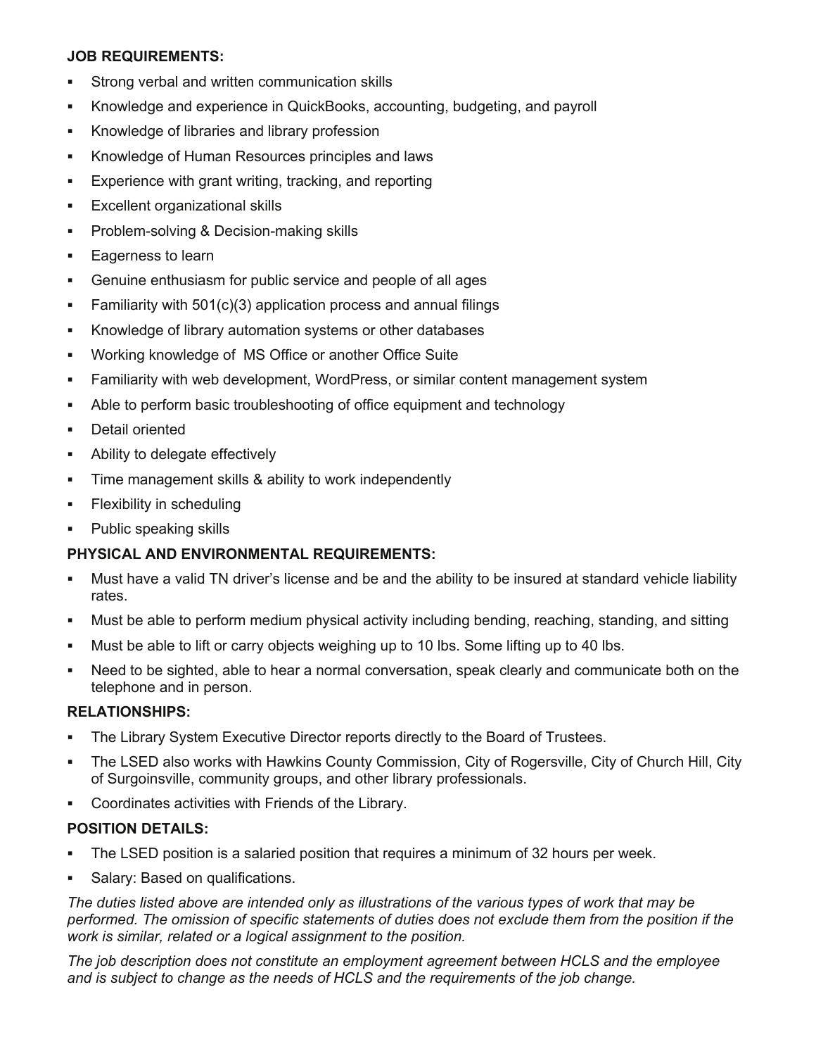**JOB REQUIREMENTS:**

- Strong verbal and written communication skills
- Knowledge and experience in QuickBooks, accounting, budgeting, and payroll
- Knowledge of libraries and library profession
- Knowledge of Human Resources principles and laws
- Experience with grant writing, tracking, and reporting
- Excellent organizational skills
- Problem-solving & Decision-making skills
- Eagerness to learn
- Genuine enthusiasm for public service and people of all ages
- Familiarity with 501(c)(3) application process and annual filings
- Knowledge of library automation systems or other databases
- Working knowledge of MS Office or another Office Suite
- Familiarity with web development, WordPress, or similar content management system
- Able to perform basic troubleshooting of office equipment and technology
- Detail oriented
- Ability to delegate effectively
- Time management skills & ability to work independently
- Flexibility in scheduling
- Public speaking skills

**PHYSICAL AND ENVIRONMENTAL REQUIREMENTS:**

- Must have a valid TN driver's license and be and the ability to be insured at standard vehicle liability rates.
- Must be able to perform medium physical activity including bending, reaching, standing, and sitting
- Must be able to lift or carry objects weighing up to 10 lbs. Some lifting up to 40 lbs.
- Need to be sighted, able to hear a normal conversation, speak clearly and communicate both on the telephone and in person.

**RELATIONSHIPS:**

- The Library System Executive Director reports directly to the Board of Trustees.
- The LSED also works with Hawkins County Commission, City of Rogersville, City of Church Hill, City of Surgoinsville, community groups, and other library professionals.
- Coordinates activities with Friends of the Library.

**POSITION DETAILS:**

- The LSED position is a salaried position that requires a minimum of 32 hours per week.
- Salary: Based on qualifications.

*The duties listed above are intended only as illustrations of the various types of work that may be performed. The omission of specific statements of duties does not exclude them from the position if the work is similar, related or a logical assignment to the position.*

*The job description does not constitute an employment agreement between HCLS and the employee and is subject to change as the needs of HCLS and the requirements of the job change.*